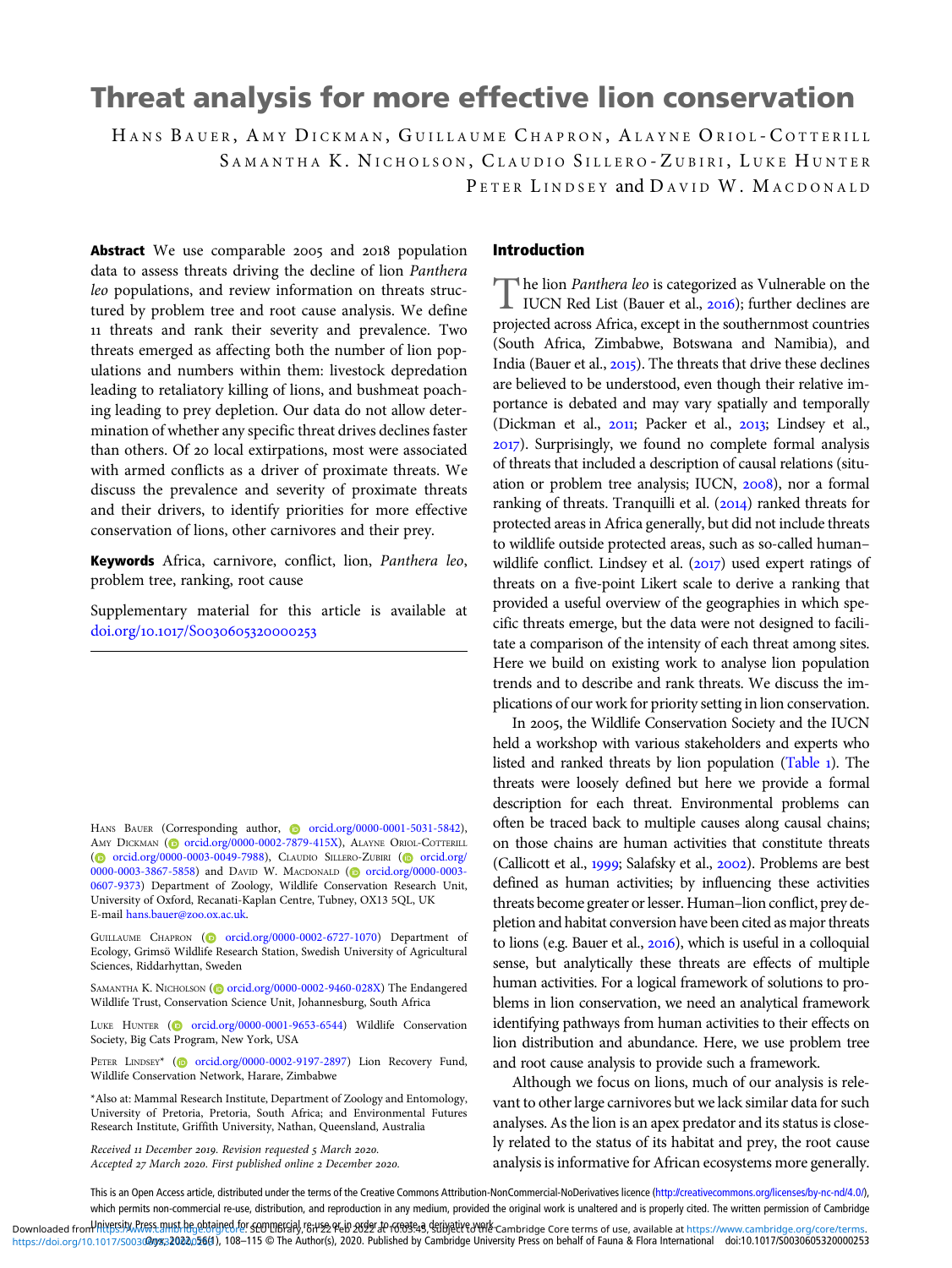# Threat analysis for more effective lion conservation

HANS BAUER, AMY DICKMAN, GUILLAUME CHAPRON, ALAYNE ORIOL-COTTERILL, SAMANTHA K. NICHOLSON, CLAUDIO SILLERO-ZUBIRI, LUKE HUNTER, PETER LINDSEY and DAVID W. MACDONALD

**Abstract** We use comparable 2005 and 2018 population data to assess threats driving the decline of lion *Panthera leo* populations, and review information on threats structured by problem tree and root cause analysis. We define 11 threats and rank their severity and prevalence. Two threats emerged as affecting both the number of lion populations and numbers within them: livestock depredation leading to retaliatory killing of lions, and bushmeat poaching leading to prey depletion. Our data do not allow determination of whether any specific threat drives declines faster than others. Of 20 local extirpations, most were associated with armed conflicts as a driver of proximate threats. We discuss the prevalence and severity of proximate threats and their drivers, to identify priorities for more effective conservation of lions, other carnivores and their prey.

**Keywords** Africa, carnivore, conflict, lion, *Panthera leo*, problem tree, ranking, root cause

Supplementary material for this article is available at doi.org/10.1017/S0030605320000253

HANS BAUER (Corresponding author, orcid.org/0000-0001-5031-5842), AMY DICKMAN (orcid.org/0000-0002-7879-415X), ALAYNE ORIOL-COTTERILL (orcid.org/0000-0003-0049-7988), CLAUDIO SILLERO-ZUBIRI (orcid.org/0000-0003-3867-5858) and DAVID W. MACDONALD (orcid.org/0000-0003-0607-9373) Department of Zoology, Wildlife Conservation Research Unit, University of Oxford, Recanati-Kaplan Centre, Tubney, OX13 5QL, UK
E-mail hans.bauer@zoo.ox.ac.uk.

GUILLAUME CHAPRON (orcid.org/0000-0002-6727-1070) Department of Ecology, Grimsö Wildlife Research Station, Swedish University of Agricultural Sciences, Riddarhyttan, Sweden

SAMANTHA K. NICHOLSON (orcid.org/0000-0002-9460-028X) The Endangered Wildlife Trust, Conservation Science Unit, Johannesburg, South Africa

LUKE HUNTER (orcid.org/0000-0001-9653-6544) Wildlife Conservation Society, Big Cats Program, New York, USA

PETER LINDSEY* (orcid.org/0000-0002-9197-2897) Lion Recovery Fund, Wildlife Conservation Network, Harare, Zimbabwe

*Also at: Mammal Research Institute, Department of Zoology and Entomology, University of Pretoria, Pretoria, South Africa; and Environmental Futures Research Institute, Griffith University, Nathan, Queensland, Australia

*Received 11 December 2019. Revision requested 5 March 2020. Accepted 27 March 2020. First published online 2 December 2020.*

## Introduction

The lion *Panthera leo* is categorized as Vulnerable on the IUCN Red List (Bauer et al., 2016); further declines are projected across Africa, except in the southernmost countries (South Africa, Zimbabwe, Botswana and Namibia), and India (Bauer et al., 2015). The threats that drive these declines are believed to be understood, even though their relative importance is debated and may vary spatially and temporally (Dickman et al., 2011; Packer et al., 2013; Lindsey et al., 2017). Surprisingly, we found no complete formal analysis of threats that included a description of causal relations (situation or problem tree analysis; IUCN, 2008), nor a formal ranking of threats. Tranquilli et al. (2014) ranked threats for protected areas in Africa generally, but did not include threats to wildlife outside protected areas, such as so-called human–wildlife conflict. Lindsey et al. (2017) used expert ratings of threats on a five-point Likert scale to derive a ranking that provided a useful overview of the geographies in which specific threats emerge, but the data were not designed to facilitate a comparison of the intensity of each threat among sites. Here we build on existing work to analyse lion population trends and to describe and rank threats. We discuss the implications of our work for priority setting in lion conservation.

In 2005, the Wildlife Conservation Society and the IUCN held a workshop with various stakeholders and experts who listed and ranked threats by lion population (Table 1). The threats were loosely defined but here we provide a formal description for each threat. Environmental problems can often be traced back to multiple causes along causal chains; on those chains are human activities that constitute threats (Callicott et al., 1999; Salafsky et al., 2002). Problems are best defined as human activities; by influencing these activities threats become greater or lesser. Human–lion conflict, prey depletion and habitat conversion have been cited as major threats to lions (e.g. Bauer et al., 2016), which is useful in a colloquial sense, but analytically these threats are effects of multiple human activities. For a logical framework of solutions to problems in lion conservation, we need an analytical framework identifying pathways from human activities to their effects on lion distribution and abundance. Here, we use problem tree and root cause analysis to provide such a framework.

Although we focus on lions, much of our analysis is relevant to other large carnivores but we lack similar data for such analyses. As the lion is an apex predator and its status is closely related to the status of its habitat and prey, the root cause analysis is informative for African ecosystems more generally.

This is an Open Access article, distributed under the terms of the Creative Commons Attribution-NonCommercial-NoDerivatives licence (http://creativecommons.org/licenses/by-nc-nd/4.0/), which permits non-commercial re-use, distribution, and reproduction in any medium, provided the original work is unaltered and is properly cited. The written permission of Cambridge University Press must be obtained for commercial re-use or in order to create a derivative work.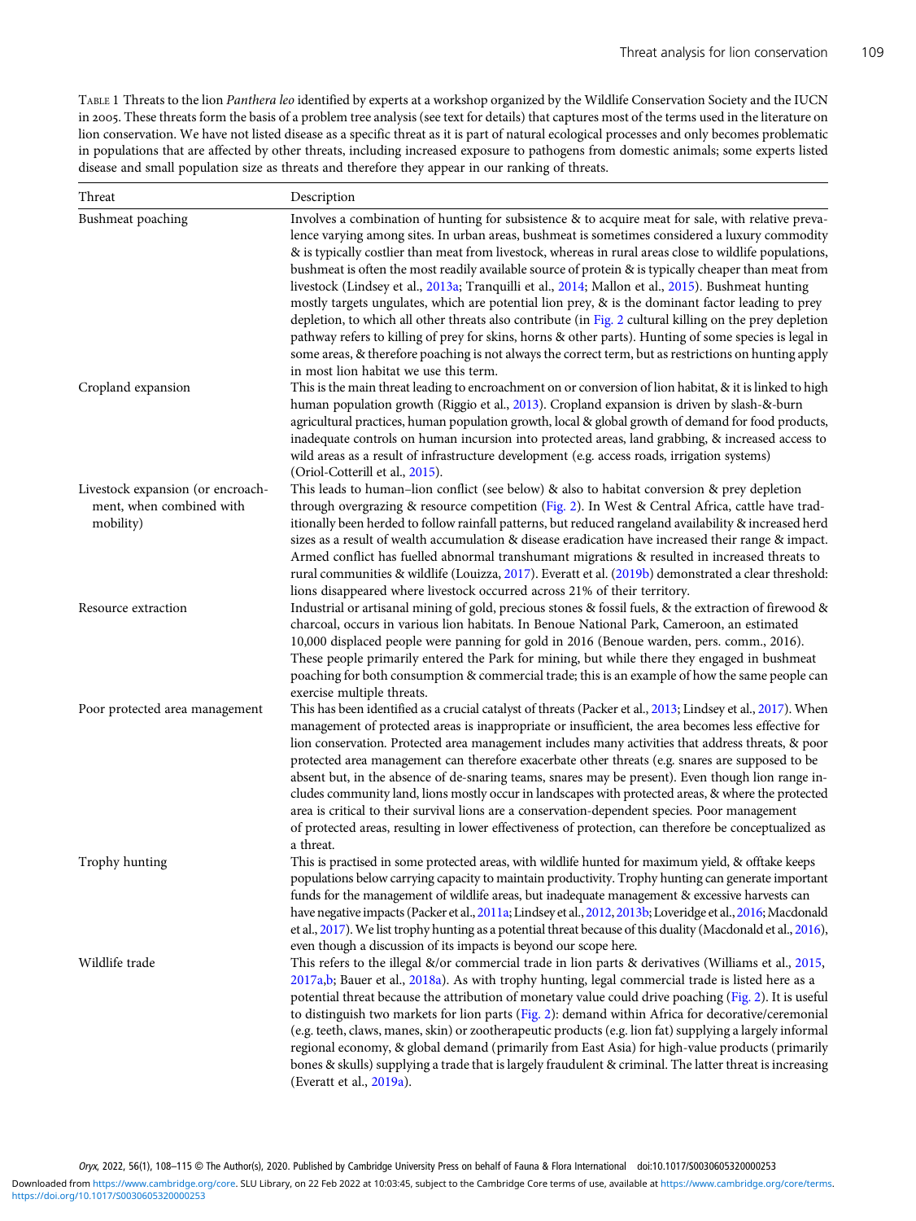Table 1 Threats to the lion *Panthera leo* identified by experts at a workshop organized by the Wildlife Conservation Society and the IUCN in 2005. These threats form the basis of a problem tree analysis (see text for details) that captures most of the terms used in the literature on lion conservation. We have not listed disease as a specific threat as it is part of natural ecological processes and only becomes problematic in populations that are affected by other threats, including increased exposure to pathogens from domestic animals; some experts listed disease and small population size as threats and therefore they appear in our ranking of threats.

| Threat | Description |
|---|---|
| Bushmeat poaching | Involves a combination of hunting for subsistence & to acquire meat for sale, with relative prevalence varying among sites. In urban areas, bushmeat is sometimes considered a luxury commodity & is typically costlier than meat from livestock, whereas in rural areas close to wildlife populations, bushmeat is often the most readily available source of protein & is typically cheaper than meat from livestock (Lindsey et al., 2013a; Tranquilli et al., 2014; Mallon et al., 2015). Bushmeat hunting mostly targets ungulates, which are potential lion prey, & is the dominant factor leading to prey depletion, to which all other threats also contribute (in Fig. 2 cultural killing on the prey depletion pathway refers to killing of prey for skins, horns & other parts). Hunting of some species is legal in some areas, & therefore poaching is not always the correct term, but as restrictions on hunting apply in most lion habitat we use this term. |
| Cropland expansion | This is the main threat leading to encroachment on or conversion of lion habitat, & it is linked to high human population growth (Riggio et al., 2013). Cropland expansion is driven by slash-&-burn agricultural practices, human population growth, local & global growth of demand for food products, inadequate controls on human incursion into protected areas, land grabbing, & increased access to wild areas as a result of infrastructure development (e.g. access roads, irrigation systems) (Oriol-Cotterill et al., 2015). |
| Livestock expansion (or encroachment, when combined with mobility) | This leads to human–lion conflict (see below) & also to habitat conversion & prey depletion through overgrazing & resource competition (Fig. 2). In West & Central Africa, cattle have traditionally been herded to follow rainfall patterns, but reduced rangeland availability & increased herd sizes as a result of wealth accumulation & disease eradication have increased their range & impact. Armed conflict has fuelled abnormal transhumant migrations & resulted in increased threats to rural communities & wildlife (Louizza, 2017). Everatt et al. (2019b) demonstrated a clear threshold: lions disappeared where livestock occurred across 21% of their territory. |
| Resource extraction | Industrial or artisanal mining of gold, precious stones & fossil fuels, & the extraction of firewood & charcoal, occurs in various lion habitats. In Benoue National Park, Cameroon, an estimated 10,000 displaced people were panning for gold in 2016 (Benoue warden, pers. comm., 2016). These people primarily entered the Park for mining, but while there they engaged in bushmeat poaching for both consumption & commercial trade; this is an example of how the same people can exercise multiple threats. |
| Poor protected area management | This has been identified as a crucial catalyst of threats (Packer et al., 2013; Lindsey et al., 2017). When management of protected areas is inappropriate or insufficient, the area becomes less effective for lion conservation. Protected area management includes many activities that address threats, & poor protected area management can therefore exacerbate other threats (e.g. snares are supposed to be absent but, in the absence of de-snaring teams, snares may be present). Even though lion range includes community land, lions mostly occur in landscapes with protected areas, & where the protected area is critical to their survival lions are a conservation-dependent species. Poor management of protected areas, resulting in lower effectiveness of protection, can therefore be conceptualized as a threat. |
| Trophy hunting | This is practised in some protected areas, with wildlife hunted for maximum yield, & offtake keeps populations below carrying capacity to maintain productivity. Trophy hunting can generate important funds for the management of wildlife areas, but inadequate management & excessive harvests can have negative impacts (Packer et al., 2011a; Lindsey et al., 2012, 2013b; Loveridge et al., 2016; Macdonald et al., 2017). We list trophy hunting as a potential threat because of this duality (Macdonald et al., 2016), even though a discussion of its impacts is beyond our scope here. |
| Wildlife trade | This refers to the illegal &/or commercial trade in lion parts & derivatives (Williams et al., 2015, 2017a,b; Bauer et al., 2018a). As with trophy hunting, legal commercial trade is listed here as a potential threat because the attribution of monetary value could drive poaching (Fig. 2). It is useful to distinguish two markets for lion parts (Fig. 2): demand within Africa for decorative/ceremonial (e.g. teeth, claws, manes, skin) or zootherapeutic products (e.g. lion fat) supplying a largely informal regional economy, & global demand (primarily from East Asia) for high-value products (primarily bones & skulls) supplying a trade that is largely fraudulent & criminal. The latter threat is increasing (Everatt et al., 2019a). |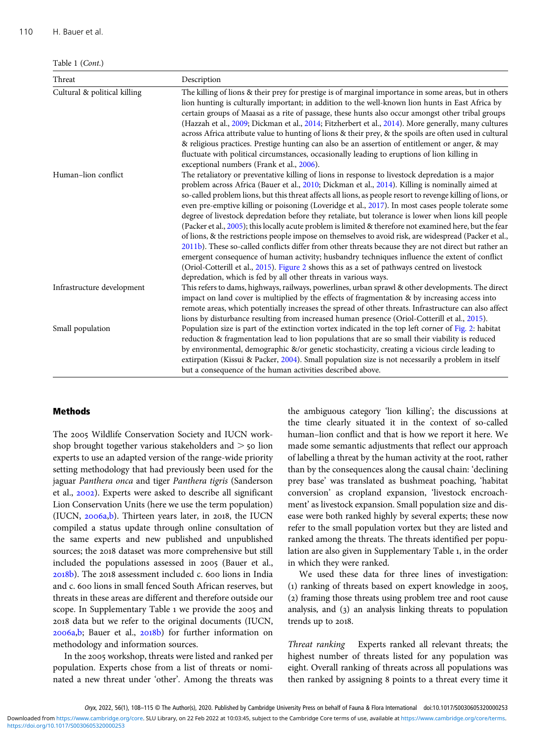Table 1 (*Cont.*)

| Threat | Description |
|---|---|
| Cultural & political killing | The killing of lions & their prey for prestige is of marginal importance in some areas, but in others lion hunting is culturally important; in addition to the well-known lion hunts in East Africa by certain groups of Maasai as a rite of passage, these hunts also occur amongst other tribal groups (Hazzah et al., 2009; Dickman et al., 2014; Fitzherbert et al., 2014). More generally, many cultures across Africa attribute value to hunting of lions & their prey, & the spoils are often used in cultural & religious practices. Prestige hunting can also be an assertion of entitlement or anger, & may fluctuate with political circumstances, occasionally leading to eruptions of lion killing in exceptional numbers (Frank et al., 2006). |
| Human–lion conflict | The retaliatory or preventative killing of lions in response to livestock depredation is a major problem across Africa (Bauer et al., 2010; Dickman et al., 2014). Killing is nominally aimed at so-called problem lions, but this threat affects all lions, as people resort to revenge killing of lions, or even pre-emptive killing or poisoning (Loveridge et al., 2017). In most cases people tolerate some degree of livestock depredation before they retaliate, but tolerance is lower when lions kill people (Packer et al., 2005); this locally acute problem is limited & therefore not examined here, but the fear of lions, & the restrictions people impose on themselves to avoid risk, are widespread (Packer et al., 2011b). These so-called conflicts differ from other threats because they are not direct but rather an emergent consequence of human activity; husbandry techniques influence the extent of conflict (Oriol-Cotterill et al., 2015). Figure 2 shows this as a set of pathways centred on livestock depredation, which is fed by all other threats in various ways. |
| Infrastructure development | This refers to dams, highways, railways, powerlines, urban sprawl & other developments. The direct impact on land cover is multiplied by the effects of fragmentation & by increasing access into remote areas, which potentially increases the spread of other threats. Infrastructure can also affect lions by disturbance resulting from increased human presence (Oriol-Cotterill et al., 2015). |
| Small population | Population size is part of the extinction vortex indicated in the top left corner of Fig. 2: habitat reduction & fragmentation lead to lion populations that are so small their viability is reduced by environmental, demographic &/or genetic stochasticity, creating a vicious circle leading to extirpation (Kissui & Packer, 2004). Small population size is not necessarily a problem in itself but a consequence of the human activities described above. |

## Methods

The 2005 Wildlife Conservation Society and IUCN workshop brought together various stakeholders and > 50 lion experts to use an adapted version of the range-wide priority setting methodology that had previously been used for the jaguar *Panthera onca* and tiger *Panthera tigris* (Sanderson et al., 2002). Experts were asked to describe all significant Lion Conservation Units (here we use the term population) (IUCN, 2006a,b). Thirteen years later, in 2018, the IUCN compiled a status update through online consultation of the same experts and new published and unpublished sources; the 2018 dataset was more comprehensive but still included the populations assessed in 2005 (Bauer et al., 2018b). The 2018 assessment included c. 600 lions in India and c. 600 lions in small fenced South African reserves, but threats in these areas are different and therefore outside our scope. In Supplementary Table 1 we provide the 2005 and 2018 data but we refer to the original documents (IUCN, 2006a,b; Bauer et al., 2018b) for further information on methodology and information sources.

In the 2005 workshop, threats were listed and ranked per population. Experts chose from a list of threats or nominated a new threat under 'other'. Among the threats was the ambiguous category 'lion killing'; the discussions at the time clearly situated it in the context of so-called human–lion conflict and that is how we report it here. We made some semantic adjustments that reflect our approach of labelling a threat by the human activity at the root, rather than by the consequences along the causal chain: 'declining prey base' was translated as bushmeat poaching, 'habitat conversion' as cropland expansion, 'livestock encroachment' as livestock expansion. Small population size and disease were both ranked highly by several experts; these now refer to the small population vortex but they are listed and ranked among the threats. The threats identified per population are also given in Supplementary Table 1, in the order in which they were ranked.

We used these data for three lines of investigation: (1) ranking of threats based on expert knowledge in 2005, (2) framing those threats using problem tree and root cause analysis, and (3) an analysis linking threats to population trends up to 2018.

*Threat ranking* Experts ranked all relevant threats; the highest number of threats listed for any population was eight. Overall ranking of threats across all populations was then ranked by assigning 8 points to a threat every time it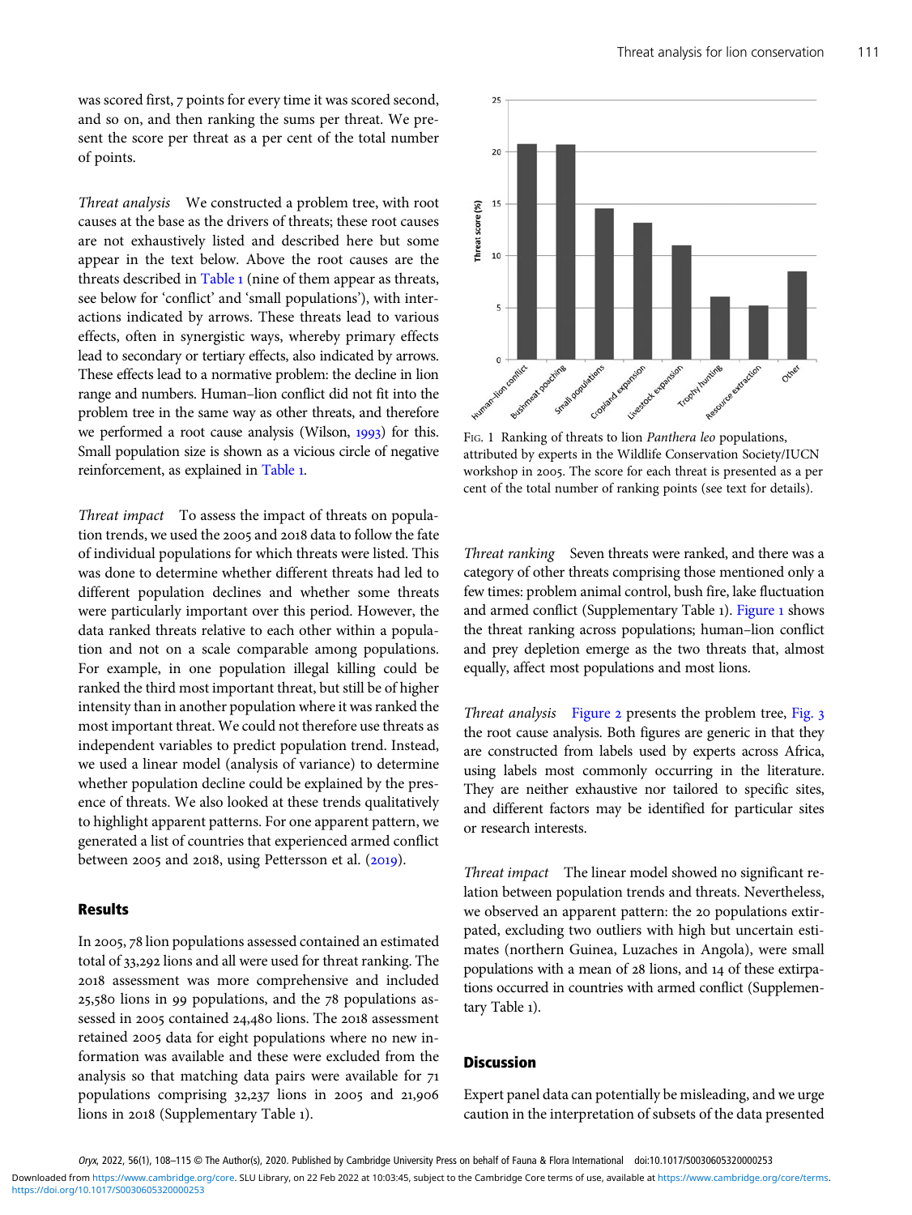was scored first, 7 points for every time it was scored second, and so on, and then ranking the sums per threat. We present the score per threat as a per cent of the total number of points.

*Threat analysis* We constructed a problem tree, with root causes at the base as the drivers of threats; these root causes are not exhaustively listed and described here but some appear in the text below. Above the root causes are the threats described in Table 1 (nine of them appear as threats, see below for 'conflict' and 'small populations'), with interactions indicated by arrows. These threats lead to various effects, often in synergistic ways, whereby primary effects lead to secondary or tertiary effects, also indicated by arrows. These effects lead to a normative problem: the decline in lion range and numbers. Human–lion conflict did not fit into the problem tree in the same way as other threats, and therefore we performed a root cause analysis (Wilson, 1993) for this. Small population size is shown as a vicious circle of negative reinforcement, as explained in Table 1.

*Threat impact* To assess the impact of threats on population trends, we used the 2005 and 2018 data to follow the fate of individual populations for which threats were listed. This was done to determine whether different threats had led to different population declines and whether some threats were particularly important over this period. However, the data ranked threats relative to each other within a population and not on a scale comparable among populations. For example, in one population illegal killing could be ranked the third most important threat, but still be of higher intensity than in another population where it was ranked the most important threat. We could not therefore use threats as independent variables to predict population trend. Instead, we used a linear model (analysis of variance) to determine whether population decline could be explained by the presence of threats. We also looked at these trends qualitatively to highlight apparent patterns. For one apparent pattern, we generated a list of countries that experienced armed conflict between 2005 and 2018, using Pettersson et al. (2019).

## Results

In 2005, 78 lion populations assessed contained an estimated total of 33,292 lions and all were used for threat ranking. The 2018 assessment was more comprehensive and included 25,580 lions in 99 populations, and the 78 populations assessed in 2005 contained 24,480 lions. The 2018 assessment retained 2005 data for eight populations where no new information was available and these were excluded from the analysis so that matching data pairs were available for 71 populations comprising 32,237 lions in 2005 and 21,906 lions in 2018 (Supplementary Table 1).

Fig. 1 Ranking of threats to lion *Panthera leo* populations, attributed by experts in the Wildlife Conservation Society/IUCN workshop in 2005. The score for each threat is presented as a per cent of the total number of ranking points (see text for details).

*Threat ranking* Seven threats were ranked, and there was a category of other threats comprising those mentioned only a few times: problem animal control, bush fire, lake fluctuation and armed conflict (Supplementary Table 1). Figure 1 shows the threat ranking across populations; human–lion conflict and prey depletion emerge as the two threats that, almost equally, affect most populations and most lions.

*Threat analysis* Figure 2 presents the problem tree, Fig. 3 the root cause analysis. Both figures are generic in that they are constructed from labels used by experts across Africa, using labels most commonly occurring in the literature. They are neither exhaustive nor tailored to specific sites, and different factors may be identified for particular sites or research interests.

*Threat impact* The linear model showed no significant relation between population trends and threats. Nevertheless, we observed an apparent pattern: the 20 populations extirpated, excluding two outliers with high but uncertain estimates (northern Guinea, Luzaches in Angola), were small populations with a mean of 28 lions, and 14 of these extirpations occurred in countries with armed conflict (Supplementary Table 1).

## Discussion

Expert panel data can potentially be misleading, and we urge caution in the interpretation of subsets of the data presented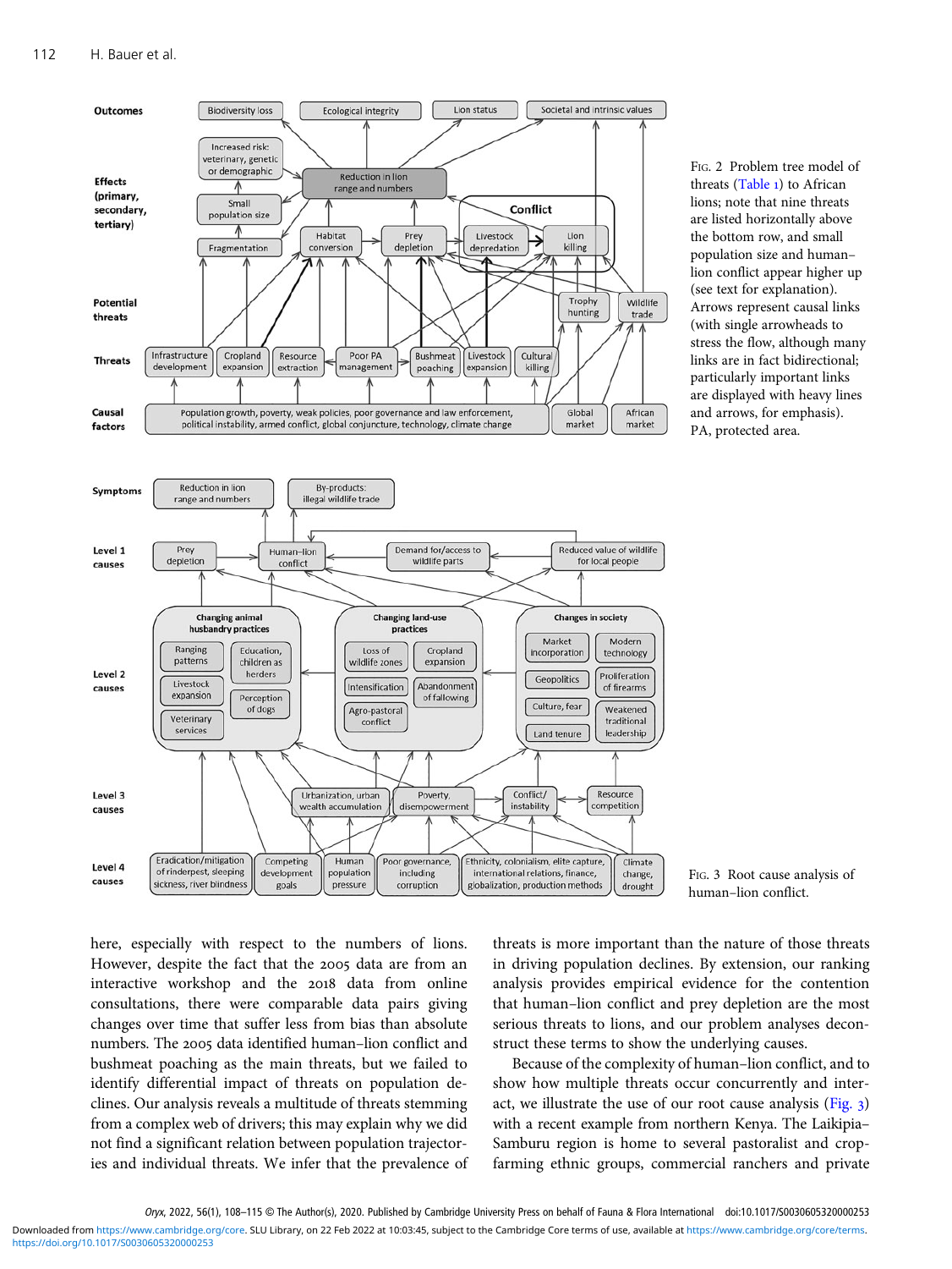Fig. 2 Problem tree model of threats (Table 1) to African lions; note that nine threats are listed horizontally above the bottom row, and small population size and human–lion conflict appear higher up (see text for explanation). Arrows represent causal links (with single arrowheads to stress the flow, although many links are in fact bidirectional; particularly important links are displayed with heavy lines and arrows, for emphasis). PA, protected area.

Fig. 3 Root cause analysis of human–lion conflict.

here, especially with respect to the numbers of lions. However, despite the fact that the 2005 data are from an interactive workshop and the 2018 data from online consultations, there were comparable data pairs giving changes over time that suffer less from bias than absolute numbers. The 2005 data identified human–lion conflict and bushmeat poaching as the main threats, but we failed to identify differential impact of threats on population declines. Our analysis reveals a multitude of threats stemming from a complex web of drivers; this may explain why we did not find a significant relation between population trajectories and individual threats. We infer that the prevalence of threats is more important than the nature of those threats in driving population declines. By extension, our ranking analysis provides empirical evidence for the contention that human–lion conflict and prey depletion are the most serious threats to lions, and our problem analyses deconstruct these terms to show the underlying causes.

Because of the complexity of human–lion conflict, and to show how multiple threats occur concurrently and interact, we illustrate the use of our root cause analysis (Fig. 3) with a recent example from northern Kenya. The Laikipia–Samburu region is home to several pastoralist and crop-farming ethnic groups, commercial ranchers and private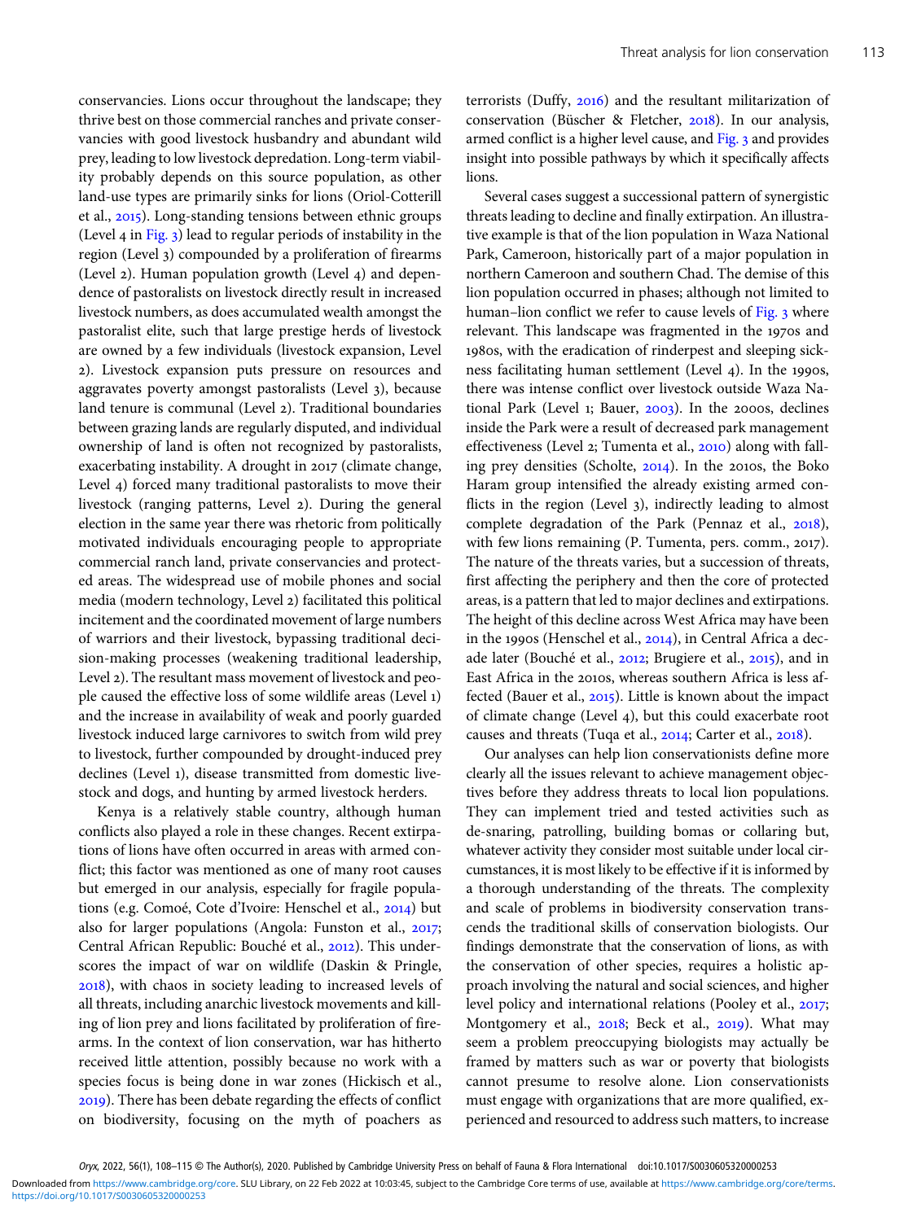conservancies. Lions occur throughout the landscape; they thrive best on those commercial ranches and private conservancies with good livestock husbandry and abundant wild prey, leading to low livestock depredation. Long-term viability probably depends on this source population, as other land-use types are primarily sinks for lions (Oriol-Cotterill et al., 2015). Long-standing tensions between ethnic groups (Level 4 in Fig. 3) lead to regular periods of instability in the region (Level 3) compounded by a proliferation of firearms (Level 2). Human population growth (Level 4) and dependence of pastoralists on livestock directly result in increased livestock numbers, as does accumulated wealth amongst the pastoralist elite, such that large prestige herds of livestock are owned by a few individuals (livestock expansion, Level 2). Livestock expansion puts pressure on resources and aggravates poverty amongst pastoralists (Level 3), because land tenure is communal (Level 2). Traditional boundaries between grazing lands are regularly disputed, and individual ownership of land is often not recognized by pastoralists, exacerbating instability. A drought in 2017 (climate change, Level 4) forced many traditional pastoralists to move their livestock (ranging patterns, Level 2). During the general election in the same year there was rhetoric from politically motivated individuals encouraging people to appropriate commercial ranch land, private conservancies and protected areas. The widespread use of mobile phones and social media (modern technology, Level 2) facilitated this political incitement and the coordinated movement of large numbers of warriors and their livestock, bypassing traditional decision-making processes (weakening traditional leadership, Level 2). The resultant mass movement of livestock and people caused the effective loss of some wildlife areas (Level 1) and the increase in availability of weak and poorly guarded livestock induced large carnivores to switch from wild prey to livestock, further compounded by drought-induced prey declines (Level 1), disease transmitted from domestic livestock and dogs, and hunting by armed livestock herders.

Kenya is a relatively stable country, although human conflicts also played a role in these changes. Recent extirpations of lions have often occurred in areas with armed conflict; this factor was mentioned as one of many root causes but emerged in our analysis, especially for fragile populations (e.g. Comoé, Cote d'Ivoire: Henschel et al., 2014) but also for larger populations (Angola: Funston et al., 2017; Central African Republic: Bouché et al., 2012). This underscores the impact of war on wildlife (Daskin & Pringle, 2018), with chaos in society leading to increased levels of all threats, including anarchic livestock movements and killing of lion prey and lions facilitated by proliferation of firearms. In the context of lion conservation, war has hitherto received little attention, possibly because no work with a species focus is being done in war zones (Hickisch et al., 2019). There has been debate regarding the effects of conflict on biodiversity, focusing on the myth of poachers as terrorists (Duffy, 2016) and the resultant militarization of conservation (Büscher & Fletcher, 2018). In our analysis, armed conflict is a higher level cause, and Fig. 3 and provides insight into possible pathways by which it specifically affects lions.

Several cases suggest a successional pattern of synergistic threats leading to decline and finally extirpation. An illustrative example is that of the lion population in Waza National Park, Cameroon, historically part of a major population in northern Cameroon and southern Chad. The demise of this lion population occurred in phases; although not limited to human–lion conflict we refer to cause levels of Fig. 3 where relevant. This landscape was fragmented in the 1970s and 1980s, with the eradication of rinderpest and sleeping sickness facilitating human settlement (Level 4). In the 1990s, there was intense conflict over livestock outside Waza National Park (Level 1; Bauer, 2003). In the 2000s, declines inside the Park were a result of decreased park management effectiveness (Level 2; Tumenta et al., 2010) along with falling prey densities (Scholte, 2014). In the 2010s, the Boko Haram group intensified the already existing armed conflicts in the region (Level 3), indirectly leading to almost complete degradation of the Park (Pennaz et al., 2018), with few lions remaining (P. Tumenta, pers. comm., 2017). The nature of the threats varies, but a succession of threats, first affecting the periphery and then the core of protected areas, is a pattern that led to major declines and extirpations. The height of this decline across West Africa may have been in the 1990s (Henschel et al., 2014), in Central Africa a decade later (Bouché et al., 2012; Brugiere et al., 2015), and in East Africa in the 2010s, whereas southern Africa is less affected (Bauer et al., 2015). Little is known about the impact of climate change (Level 4), but this could exacerbate root causes and threats (Tuqa et al., 2014; Carter et al., 2018).

Our analyses can help lion conservationists define more clearly all the issues relevant to achieve management objectives before they address threats to local lion populations. They can implement tried and tested activities such as de-snaring, patrolling, building bomas or collaring but, whatever activity they consider most suitable under local circumstances, it is most likely to be effective if it is informed by a thorough understanding of the threats. The complexity and scale of problems in biodiversity conservation transcends the traditional skills of conservation biologists. Our findings demonstrate that the conservation of lions, as with the conservation of other species, requires a holistic approach involving the natural and social sciences, and higher level policy and international relations (Pooley et al., 2017; Montgomery et al., 2018; Beck et al., 2019). What may seem a problem preoccupying biologists may actually be framed by matters such as war or poverty that biologists cannot presume to resolve alone. Lion conservationists must engage with organizations that are more qualified, experienced and resourced to address such matters, to increase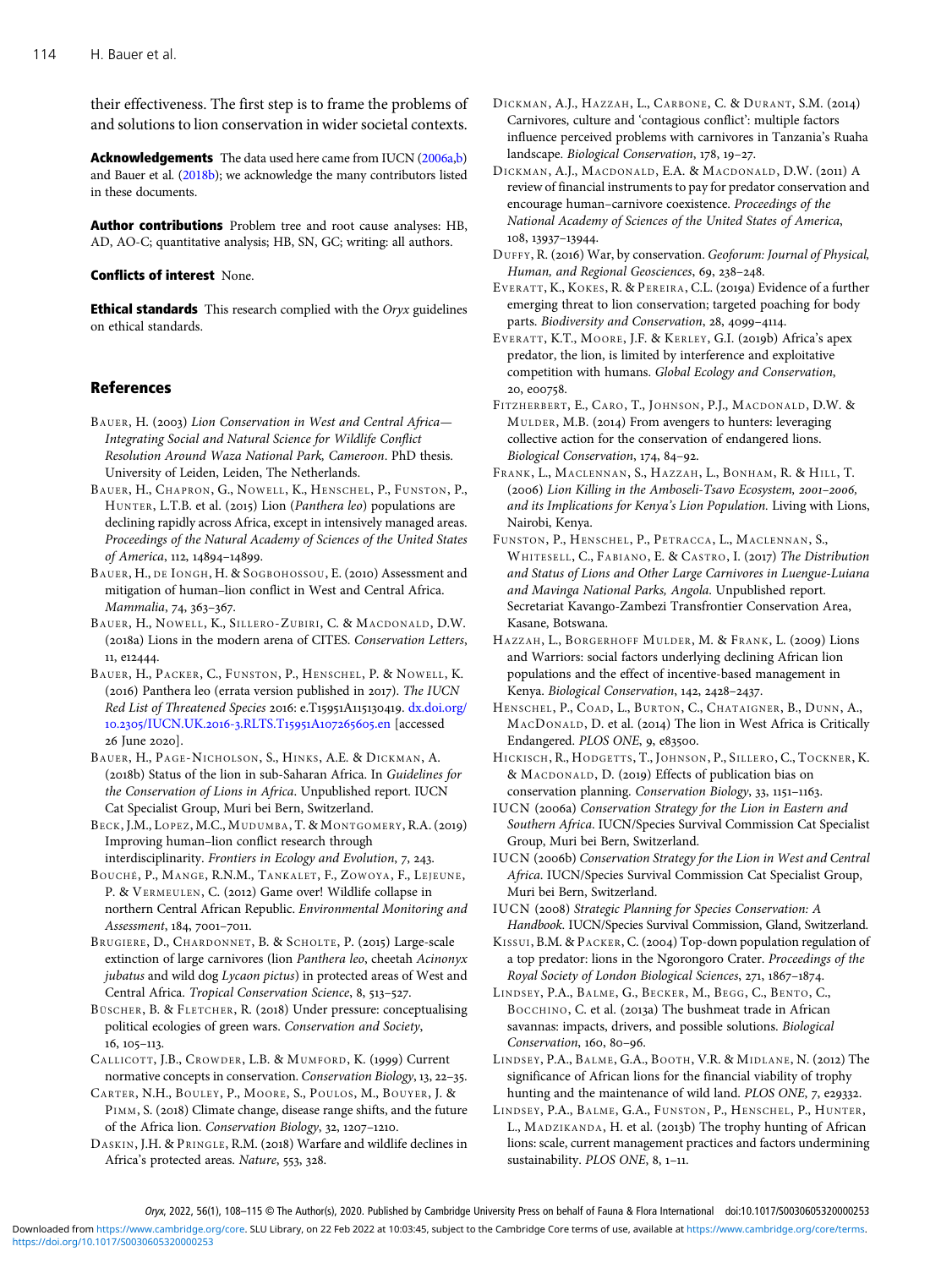their effectiveness. The first step is to frame the problems of and solutions to lion conservation in wider societal contexts.

**Acknowledgements** The data used here came from IUCN (2006a,b) and Bauer et al. (2018b); we acknowledge the many contributors listed in these documents.

**Author contributions** Problem tree and root cause analyses: HB, AD, AO-C; quantitative analysis; HB, SN, GC; writing: all authors.

**Conflicts of interest** None.

**Ethical standards** This research complied with the *Oryx* guidelines on ethical standards.

## References

Bauer, H. (2003) *Lion Conservation in West and Central Africa—Integrating Social and Natural Science for Wildlife Conflict Resolution Around Waza National Park, Cameroon*. PhD thesis. University of Leiden, Leiden, The Netherlands.

Bauer, H., Chapron, G., Nowell, K., Henschel, P., Funston, P., Hunter, L.T.B. et al. (2015) Lion (*Panthera leo*) populations are declining rapidly across Africa, except in intensively managed areas. *Proceedings of the Natural Academy of Sciences of the United States of America*, 112, 14894–14899.

Bauer, H., de Iongh, H. & Sogbohossou, E. (2010) Assessment and mitigation of human–lion conflict in West and Central Africa. *Mammalia*, 74, 363–367.

Bauer, H., Nowell, K., Sillero-Zubiri, C. & Macdonald, D.W. (2018a) Lions in the modern arena of CITES. *Conservation Letters*, 11, e12444.

Bauer, H., Packer, C., Funston, P., Henschel, P. & Nowell, K. (2016) Panthera leo (errata version published in 2017). *The IUCN Red List of Threatened Species* 2016: e.T15951A115130419. dx.doi.org/10.2305/IUCN.UK.2016-3.RLTS.T15951A107265605.en [accessed 26 June 2020].

Bauer, H., Page-Nicholson, S., Hinks, A.E. & Dickman, A. (2018b) Status of the lion in sub-Saharan Africa. In *Guidelines for the Conservation of Lions in Africa*. Unpublished report. IUCN Cat Specialist Group, Muri bei Bern, Switzerland.

Beck, J.M., Lopez, M.C., Mudumba, T. & Montgomery, R.A. (2019) Improving human–lion conflict research through interdisciplinarity. *Frontiers in Ecology and Evolution*, 7, 243.

Bouché, P., Mange, R.N.M., Tankalet, F., Zowoya, F., Lejeune, P. & Vermeulen, C. (2012) Game over! Wildlife collapse in northern Central African Republic. *Environmental Monitoring and Assessment*, 184, 7001–7011.

Brugiere, D., Chardonnet, B. & Scholte, P. (2015) Large-scale extinction of large carnivores (lion *Panthera leo*, cheetah *Acinonyx jubatus* and wild dog *Lycaon pictus*) in protected areas of West and Central Africa. *Tropical Conservation Science*, 8, 513–527.

Büscher, B. & Fletcher, R. (2018) Under pressure: conceptualising political ecologies of green wars. *Conservation and Society*, 16, 105–113.

Callicott, J.B., Crowder, L.B. & Mumford, K. (1999) Current normative concepts in conservation. *Conservation Biology*, 13, 22–35.

Carter, N.H., Bouley, P., Moore, S., Poulos, M., Bouyer, J. & Pimm, S. (2018) Climate change, disease range shifts, and the future of the Africa lion. *Conservation Biology*, 32, 1207–1210.

Daskin, J.H. & Pringle, R.M. (2018) Warfare and wildlife declines in Africa's protected areas. *Nature*, 553, 328.

Dickman, A.J., Hazzah, L., Carbone, C. & Durant, S.M. (2014) Carnivores, culture and 'contagious conflict': multiple factors influence perceived problems with carnivores in Tanzania's Ruaha landscape. *Biological Conservation*, 178, 19–27.

Dickman, A.J., Macdonald, E.A. & Macdonald, D.W. (2011) A review of financial instruments to pay for predator conservation and encourage human–carnivore coexistence. *Proceedings of the National Academy of Sciences of the United States of America*, 108, 13937–13944.

Duffy, R. (2016) War, by conservation. *Geoforum: Journal of Physical, Human, and Regional Geosciences*, 69, 238–248.

Everatt, K., Kokes, R. & Pereira, C.L. (2019a) Evidence of a further emerging threat to lion conservation; targeted poaching for body parts. *Biodiversity and Conservation*, 28, 4099–4114.

Everatt, K.T., Moore, J.F. & Kerley, G.I. (2019b) Africa's apex predator, the lion, is limited by interference and exploitative competition with humans. *Global Ecology and Conservation*, 20, e00758.

Fitzherbert, E., Caro, T., Johnson, P.J., Macdonald, D.W. & Mulder, M.B. (2014) From avengers to hunters: leveraging collective action for the conservation of endangered lions. *Biological Conservation*, 174, 84–92.

Frank, L., Maclennan, S., Hazzah, L., Bonham, R. & Hill, T. (2006) *Lion Killing in the Amboseli-Tsavo Ecosystem, 2001–2006, and its Implications for Kenya's Lion Population.* Living with Lions, Nairobi, Kenya.

Funston, P., Henschel, P., Petracca, L., Maclennan, S., Whitesell, C., Fabiano, E. & Castro, I. (2017) *The Distribution and Status of Lions and Other Large Carnivores in Luengue-Luiana and Mavinga National Parks, Angola*. Unpublished report. Secretariat Kavango-Zambezi Transfrontier Conservation Area, Kasane, Botswana.

Hazzah, L., Borgerhoff Mulder, M. & Frank, L. (2009) Lions and Warriors: social factors underlying declining African lion populations and the effect of incentive-based management in Kenya. *Biological Conservation*, 142, 2428–2437.

Henschel, P., Coad, L., Burton, C., Chataigner, B., Dunn, A., MacDonald, D. et al. (2014) The lion in West Africa is Critically Endangered. *PLOS ONE*, 9, e83500.

Hickisch, R., Hodgetts, T., Johnson, P., Sillero, C., Tockner, K. & Macdonald, D. (2019) Effects of publication bias on conservation planning. *Conservation Biology*, 33, 1151–1163.

IUCN (2006a) *Conservation Strategy for the Lion in Eastern and Southern Africa*. IUCN/Species Survival Commission Cat Specialist Group, Muri bei Bern, Switzerland.

IUCN (2006b) *Conservation Strategy for the Lion in West and Central Africa*. IUCN/Species Survival Commission Cat Specialist Group, Muri bei Bern, Switzerland.

IUCN (2008) *Strategic Planning for Species Conservation: A Handbook.* IUCN/Species Survival Commission, Gland, Switzerland.

Kissui, B.M. & Packer, C. (2004) Top-down population regulation of a top predator: lions in the Ngorongoro Crater. *Proceedings of the Royal Society of London Biological Sciences*, 271, 1867–1874.

Lindsey, P.A., Balme, G., Becker, M., Begg, C., Bento, C., Bocchino, C. et al. (2013a) The bushmeat trade in African savannas: impacts, drivers, and possible solutions. *Biological Conservation*, 160, 80–96.

Lindsey, P.A., Balme, G.A., Booth, V.R. & Midlane, N. (2012) The significance of African lions for the financial viability of trophy hunting and the maintenance of wild land. *PLOS ONE*, 7, e29332.

Lindsey, P.A., Balme, G.A., Funston, P., Henschel, P., Hunter, L., Madzikanda, H. et al. (2013b) The trophy hunting of African lions: scale, current management practices and factors undermining sustainability. *PLOS ONE*, 8, 1–11.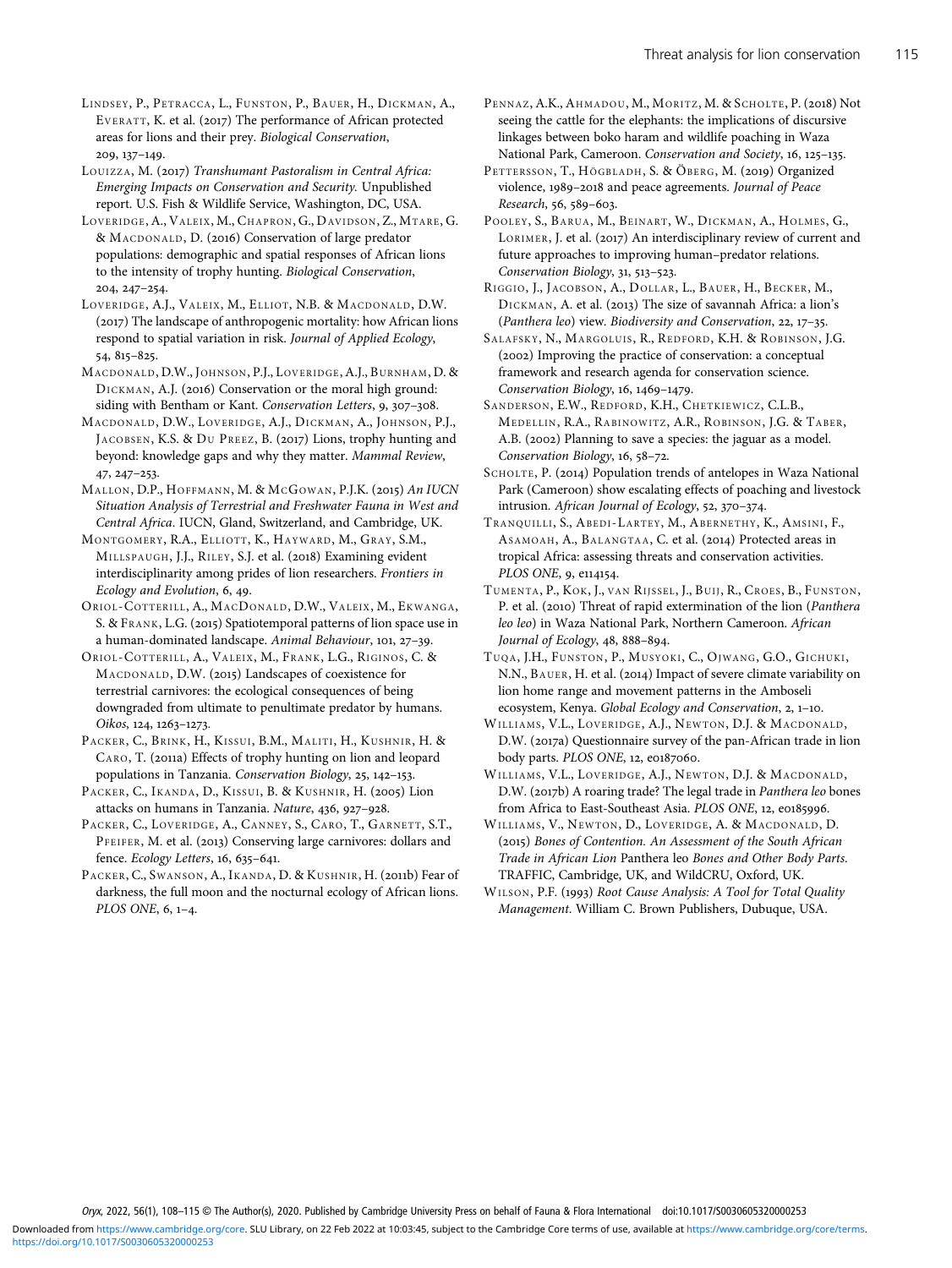Lindsey, P., Petracca, L., Funston, P., Bauer, H., Dickman, A., Everatt, K. et al. (2017) The performance of African protected areas for lions and their prey. *Biological Conservation*, 209, 137–149.

Louizza, M. (2017) *Transhumant Pastoralism in Central Africa: Emerging Impacts on Conservation and Security.* Unpublished report. U.S. Fish & Wildlife Service, Washington, DC, USA.

Loveridge, A., Valeix, M., Chapron, G., Davidson, Z., Mtare, G. & Macdonald, D. (2016) Conservation of large predator populations: demographic and spatial responses of African lions to the intensity of trophy hunting. *Biological Conservation*, 204, 247–254.

Loveridge, A.J., Valeix, M., Elliot, N.B. & Macdonald, D.W. (2017) The landscape of anthropogenic mortality: how African lions respond to spatial variation in risk. *Journal of Applied Ecology*, 54, 815–825.

Macdonald, D.W., Johnson, P.J., Loveridge, A.J., Burnham, D. & Dickman, A.J. (2016) Conservation or the moral high ground: siding with Bentham or Kant. *Conservation Letters*, 9, 307–308.

Macdonald, D.W., Loveridge, A.J., Dickman, A., Johnson, P.J., Jacobsen, K.S. & Du Preez, B. (2017) Lions, trophy hunting and beyond: knowledge gaps and why they matter. *Mammal Review*, 47, 247–253.

Mallon, D.P., Hoffmann, M. & McGowan, P.J.K. (2015) *An IUCN Situation Analysis of Terrestrial and Freshwater Fauna in West and Central Africa*. IUCN, Gland, Switzerland, and Cambridge, UK.

Montgomery, R.A., Elliott, K., Hayward, M., Gray, S.M., Millspaugh, J.J., Riley, S.J. et al. (2018) Examining evident interdisciplinarity among prides of lion researchers. *Frontiers in Ecology and Evolution*, 6, 49.

Oriol-Cotterill, A., MacDonald, D.W., Valeix, M., Ekwanga, S. & Frank, L.G. (2015) Spatiotemporal patterns of lion space use in a human-dominated landscape. *Animal Behaviour*, 101, 27–39.

Oriol-Cotterill, A., Valeix, M., Frank, L.G., Riginos, C. & Macdonald, D.W. (2015) Landscapes of coexistence for terrestrial carnivores: the ecological consequences of being downgraded from ultimate to penultimate predator by humans. *Oikos*, 124, 1263–1273.

Packer, C., Brink, H., Kissui, B.M., Maliti, H., Kushnir, H. & Caro, T. (2011a) Effects of trophy hunting on lion and leopard populations in Tanzania. *Conservation Biology*, 25, 142–153.

Packer, C., Ikanda, D., Kissui, B. & Kushnir, H. (2005) Lion attacks on humans in Tanzania. *Nature*, 436, 927–928.

Packer, C., Loveridge, A., Canney, S., Caro, T., Garnett, S.T., Pfeifer, M. et al. (2013) Conserving large carnivores: dollars and fence. *Ecology Letters*, 16, 635–641.

Packer, C., Swanson, A., Ikanda, D. & Kushnir, H. (2011b) Fear of darkness, the full moon and the nocturnal ecology of African lions. *PLOS ONE*, 6, 1–4.

Pennaz, A.K., Ahmadou, M., Moritz, M. & Scholte, P. (2018) Not seeing the cattle for the elephants: the implications of discursive linkages between boko haram and wildlife poaching in Waza National Park, Cameroon. *Conservation and Society*, 16, 125–135.

Pettersson, T., Högbladh, S. & Öberg, M. (2019) Organized violence, 1989–2018 and peace agreements. *Journal of Peace Research*, 56, 589–603.

Pooley, S., Barua, M., Beinart, W., Dickman, A., Holmes, G., Lorimer, J. et al. (2017) An interdisciplinary review of current and future approaches to improving human–predator relations. *Conservation Biology*, 31, 513–523.

Riggio, J., Jacobson, A., Dollar, L., Bauer, H., Becker, M., Dickman, A. et al. (2013) The size of savannah Africa: a lion's (*Panthera leo*) view. *Biodiversity and Conservation*, 22, 17–35.

Salafsky, N., Margoluis, R., Redford, K.H. & Robinson, J.G. (2002) Improving the practice of conservation: a conceptual framework and research agenda for conservation science. *Conservation Biology*, 16, 1469–1479.

Sanderson, E.W., Redford, K.H., Chetkiewicz, C.L.B., Medellin, R.A., Rabinowitz, A.R., Robinson, J.G. & Taber, A.B. (2002) Planning to save a species: the jaguar as a model. *Conservation Biology*, 16, 58–72.

Scholte, P. (2014) Population trends of antelopes in Waza National Park (Cameroon) show escalating effects of poaching and livestock intrusion. *African Journal of Ecology*, 52, 370–374.

Tranquilli, S., Abedi-Lartey, M., Abernethy, K., Amsini, F., Asamoah, A., Balangtaa, C. et al. (2014) Protected areas in tropical Africa: assessing threats and conservation activities. *PLOS ONE*, 9, e114154.

Tumenta, P., Kok, J., van Rijssel, J., Buij, R., Croes, B., Funston, P. et al. (2010) Threat of rapid extermination of the lion (*Panthera leo leo*) in Waza National Park, Northern Cameroon. *African Journal of Ecology*, 48, 888–894.

Tuqa, J.H., Funston, P., Musyoki, C., Ojwang, G.O., Gichuki, N.N., Bauer, H. et al. (2014) Impact of severe climate variability on lion home range and movement patterns in the Amboseli ecosystem, Kenya. *Global Ecology and Conservation*, 2, 1–10.

Williams, V.L., Loveridge, A.J., Newton, D.J. & Macdonald, D.W. (2017a) Questionnaire survey of the pan-African trade in lion body parts. *PLOS ONE*, 12, e0187060.

Williams, V.L., Loveridge, A.J., Newton, D.J. & Macdonald, D.W. (2017b) A roaring trade? The legal trade in *Panthera leo* bones from Africa to East-Southeast Asia. *PLOS ONE*, 12, e0185996.

Williams, V., Newton, D., Loveridge, A. & Macdonald, D. (2015) *Bones of Contention. An Assessment of the South African Trade in African Lion* Panthera leo *Bones and Other Body Parts.* TRAFFIC, Cambridge, UK, and WildCRU, Oxford, UK.

Wilson, P.F. (1993) *Root Cause Analysis: A Tool for Total Quality Management.* William C. Brown Publishers, Dubuque, USA.